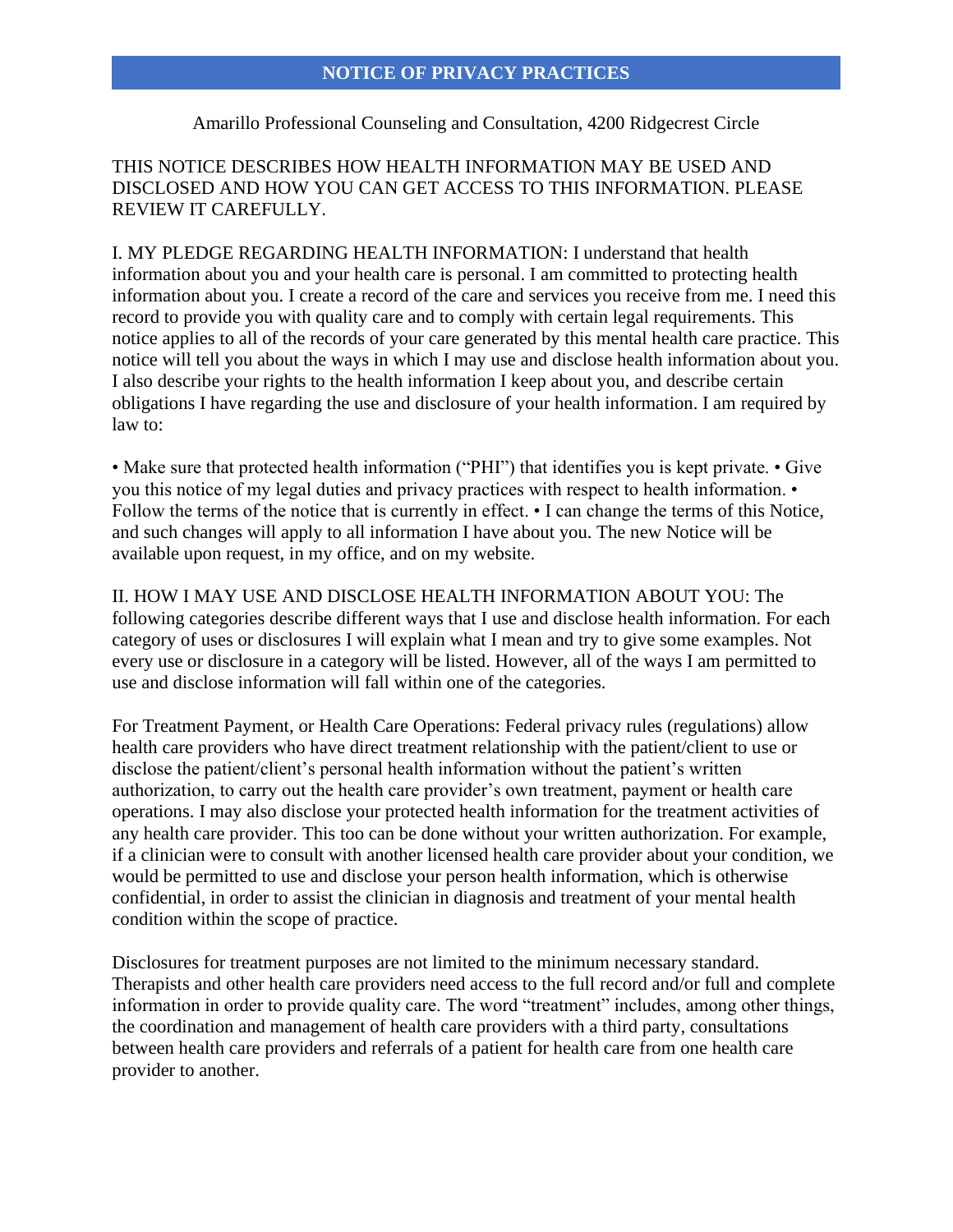# NOTICE OF PRIVACY PRACTICES

Amarillo Professional Counseling and Consultation, 4200 Ridgecrest Circle

THIS NOTICE DESCRIBES HOW HEALTH INFORMATION MAY BE USED AND DISCLOSED AND HOW YOU CAN GET ACCESS TO THIS INFORMATION. PLEASE REVIEW IT CAREFULLY.

I. MY PLEDGE REGARDING HEALTH INFORMATION: I understand that health information about you and your health care is personal. I am committed to protecting health information about you. I create a record of the care and services you receive from me. I need this record to provide you with quality care and to comply with certain legal requirements. This notice applies to all of the records of your care generated by this mental health care practice. This notice will tell you about the ways in which I may use and disclose health information about you. I also describe your rights to the health information I keep about you, and describe certain obligations I have regarding the use and disclosure of your health information. I am required by law to:

• Make sure that protected health information ("PHI") that identifies you is kept private. • Give you this notice of my legal duties and privacy practices with respect to health information. • Follow the terms of the notice that is currently in effect. • I can change the terms of this Notice, and such changes will apply to all information I have about you. The new Notice will be available upon request, in my office, and on my website.

II. HOW I MAY USE AND DISCLOSE HEALTH INFORMATION ABOUT YOU: The following categories describe different ways that I use and disclose health information. For each category of uses or disclosures I will explain what I mean and try to give some examples. Not every use or disclosure in a category will be listed. However, all of the ways I am permitted to use and disclose information will fall within one of the categories.

For Treatment Payment, or Health Care Operations: Federal privacy rules (regulations) allow health care providers who have direct treatment relationship with the patient/client to use or disclose the patient/client's personal health information without the patient's written authorization, to carry out the health care provider's own treatment, payment or health care operations. I may also disclose your protected health information for the treatment activities of any health care provider. This too can be done without your written authorization. For example, if a clinician were to consult with another licensed health care provider about your condition, we would be permitted to use and disclose your person health information, which is otherwise confidential, in order to assist the clinician in diagnosis and treatment of your mental health condition within the scope of practice.

Disclosures for treatment purposes are not limited to the minimum necessary standard. Therapists and other health care providers need access to the full record and/or full and complete information in order to provide quality care. The word "treatment" includes, among other things, the coordination and management of health care providers with a third party, consultations between health care providers and referrals of a patient for health care from one health care provider to another.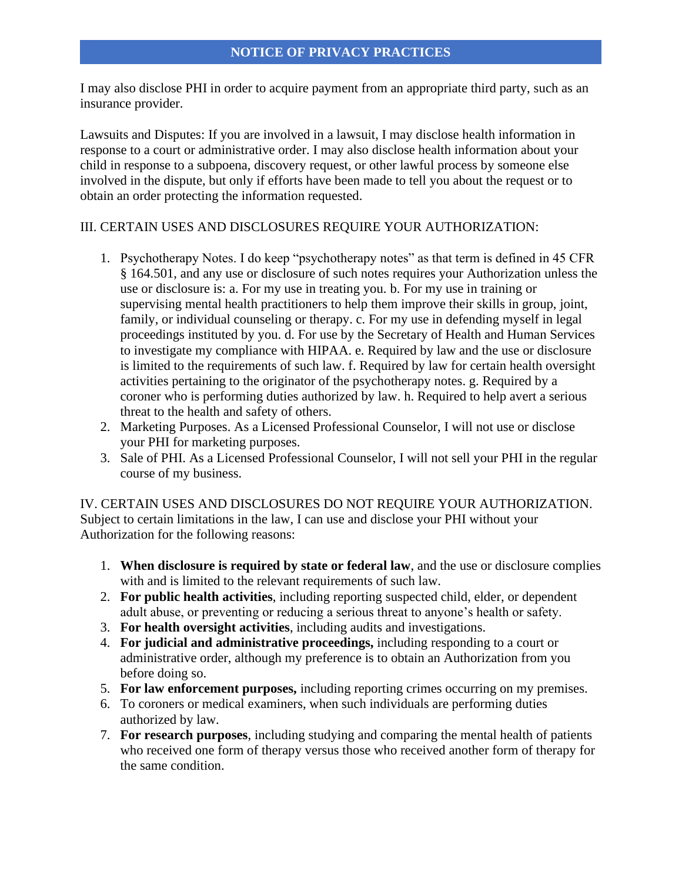I may also disclose PHI in order to acquire payment from an appropriate third party, such as an insurance provider.

Lawsuits and Disputes: If you are involved in a lawsuit, I may disclose health information in response to a court or administrative order. I may also disclose health information about your child in response to a subpoena, discovery request, or other lawful process by someone else involved in the dispute, but only if efforts have been made to tell you about the request or to obtain an order protecting the information requested.

III. CERTAIN USES AND DISCLOSURES REQUIRE YOUR AUTHORIZATION:

1. Psychotherapy Notes. I do keep "psychotherapy notes" as that term is defined in 45 CFR § 164.501, and any use or disclosure of such notes requires your Authorization unless the use or disclosure is: a. For my use in treating you. b. For my use in training or supervising mental health practitioners to help them improve their skills in group, joint, family, or individual counseling or therapy. c. For my use in defending myself in legal proceedings instituted by you. d. For use by the Secretary of Health and Human Services to investigate my compliance with HIPAA. e. Required by law and the use or disclosure is limited to the requirements of such law. f. Required by law for certain health oversight activities pertaining to the originator of the psychotherapy notes. g. Required by a coroner who is performing duties authorized by law. h. Required to help avert a serious threat to the health and safety of others.
2. Marketing Purposes. As a Licensed Professional Counselor, I will not use or disclose your PHI for marketing purposes.
3. Sale of PHI. As a Licensed Professional Counselor, I will not sell your PHI in the regular course of my business.

IV. CERTAIN USES AND DISCLOSURES DO NOT REQUIRE YOUR AUTHORIZATION. Subject to certain limitations in the law, I can use and disclose your PHI without your Authorization for the following reasons:

1. **When disclosure is required by state or federal law**, and the use or disclosure complies with and is limited to the relevant requirements of such law.
2. **For public health activities**, including reporting suspected child, elder, or dependent adult abuse, or preventing or reducing a serious threat to anyone's health or safety.
3. **For health oversight activities**, including audits and investigations.
4. **For judicial and administrative proceedings,** including responding to a court or administrative order, although my preference is to obtain an Authorization from you before doing so.
5. **For law enforcement purposes,** including reporting crimes occurring on my premises.
6. To coroners or medical examiners, when such individuals are performing duties authorized by law.
7. **For research purposes**, including studying and comparing the mental health of patients who received one form of therapy versus those who received another form of therapy for the same condition.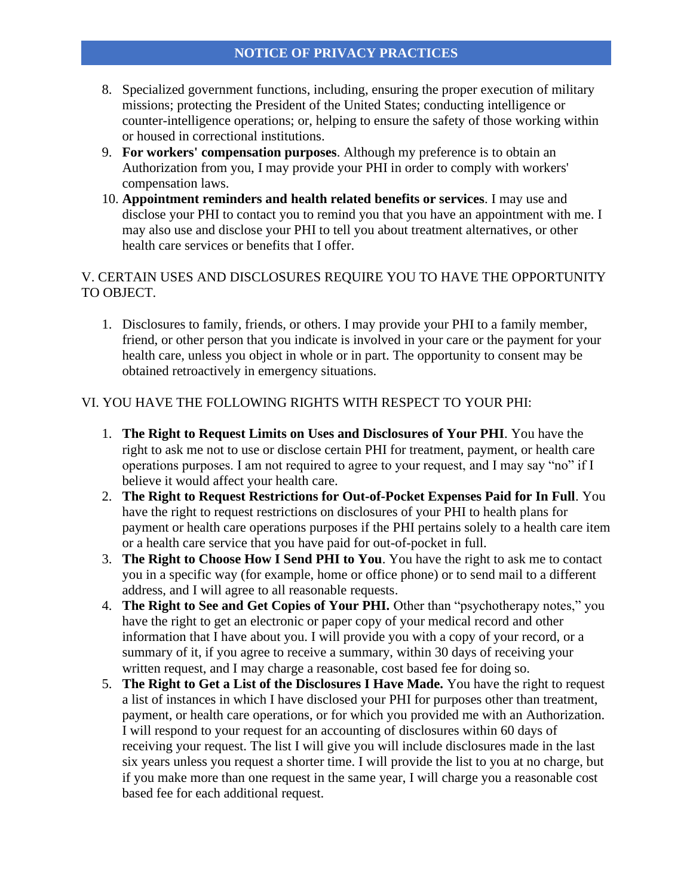8. Specialized government functions, including, ensuring the proper execution of military missions; protecting the President of the United States; conducting intelligence or counter-intelligence operations; or, helping to ensure the safety of those working within or housed in correctional institutions.
9. **For workers' compensation purposes**. Although my preference is to obtain an Authorization from you, I may provide your PHI in order to comply with workers' compensation laws.
10. **Appointment reminders and health related benefits or services**. I may use and disclose your PHI to contact you to remind you that you have an appointment with me. I may also use and disclose your PHI to tell you about treatment alternatives, or other health care services or benefits that I offer.

V. CERTAIN USES AND DISCLOSURES REQUIRE YOU TO HAVE THE OPPORTUNITY TO OBJECT.

1. Disclosures to family, friends, or others. I may provide your PHI to a family member, friend, or other person that you indicate is involved in your care or the payment for your health care, unless you object in whole or in part. The opportunity to consent may be obtained retroactively in emergency situations.

VI. YOU HAVE THE FOLLOWING RIGHTS WITH RESPECT TO YOUR PHI:

1. **The Right to Request Limits on Uses and Disclosures of Your PHI**. You have the right to ask me not to use or disclose certain PHI for treatment, payment, or health care operations purposes. I am not required to agree to your request, and I may say "no" if I believe it would affect your health care.
2. **The Right to Request Restrictions for Out-of-Pocket Expenses Paid for In Full**. You have the right to request restrictions on disclosures of your PHI to health plans for payment or health care operations purposes if the PHI pertains solely to a health care item or a health care service that you have paid for out-of-pocket in full.
3. **The Right to Choose How I Send PHI to You**. You have the right to ask me to contact you in a specific way (for example, home or office phone) or to send mail to a different address, and I will agree to all reasonable requests.
4. **The Right to See and Get Copies of Your PHI.** Other than "psychotherapy notes," you have the right to get an electronic or paper copy of your medical record and other information that I have about you. I will provide you with a copy of your record, or a summary of it, if you agree to receive a summary, within 30 days of receiving your written request, and I may charge a reasonable, cost based fee for doing so.
5. **The Right to Get a List of the Disclosures I Have Made.** You have the right to request a list of instances in which I have disclosed your PHI for purposes other than treatment, payment, or health care operations, or for which you provided me with an Authorization. I will respond to your request for an accounting of disclosures within 60 days of receiving your request. The list I will give you will include disclosures made in the last six years unless you request a shorter time. I will provide the list to you at no charge, but if you make more than one request in the same year, I will charge you a reasonable cost based fee for each additional request.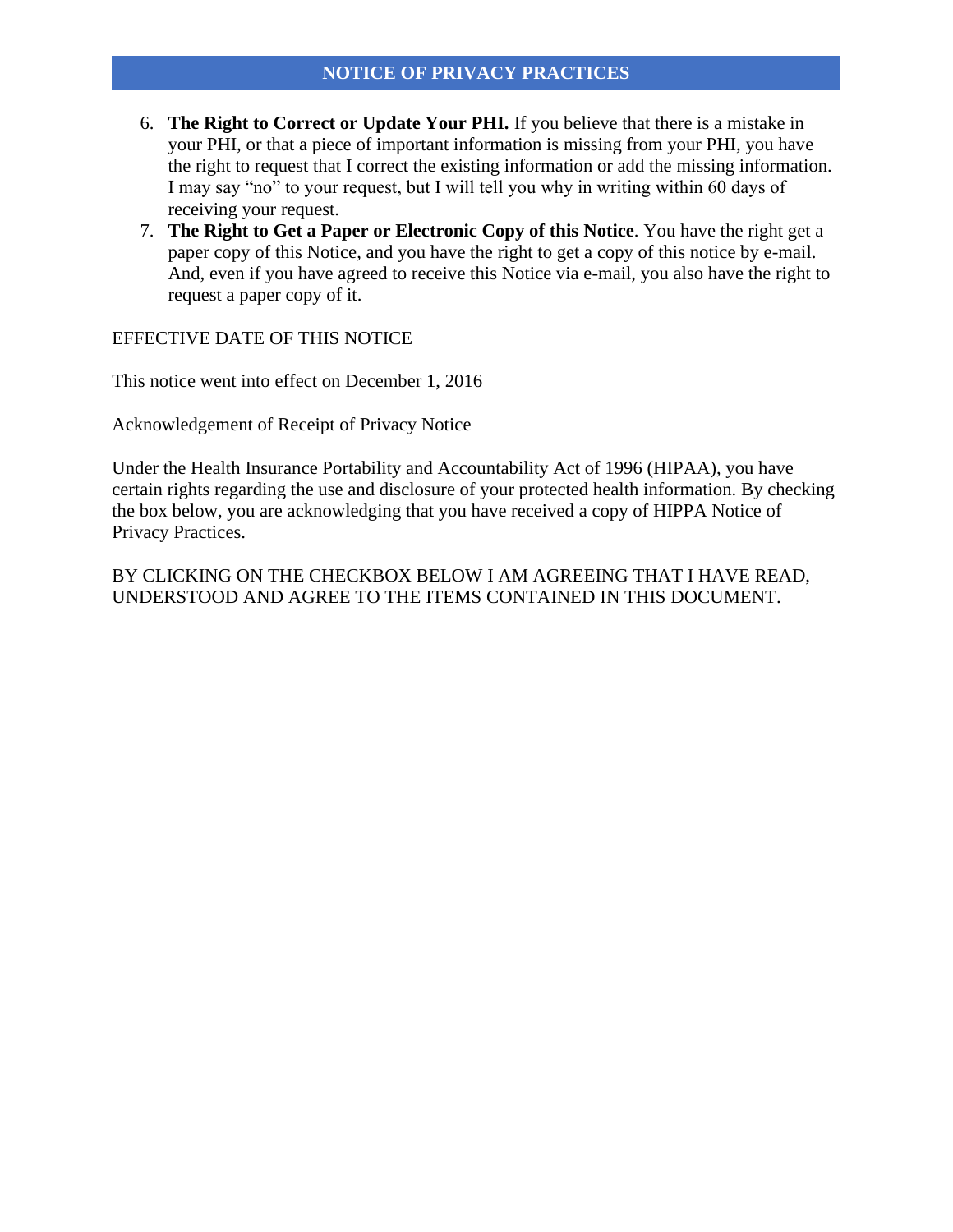6. **The Right to Correct or Update Your PHI.** If you believe that there is a mistake in your PHI, or that a piece of important information is missing from your PHI, you have the right to request that I correct the existing information or add the missing information. I may say "no" to your request, but I will tell you why in writing within 60 days of receiving your request.
7. **The Right to Get a Paper or Electronic Copy of this Notice**. You have the right get a paper copy of this Notice, and you have the right to get a copy of this notice by e-mail. And, even if you have agreed to receive this Notice via e-mail, you also have the right to request a paper copy of it.

EFFECTIVE DATE OF THIS NOTICE

This notice went into effect on December 1, 2016

Acknowledgement of Receipt of Privacy Notice

Under the Health Insurance Portability and Accountability Act of 1996 (HIPAA), you have certain rights regarding the use and disclosure of your protected health information. By checking the box below, you are acknowledging that you have received a copy of HIPPA Notice of Privacy Practices.

BY CLICKING ON THE CHECKBOX BELOW I AM AGREEING THAT I HAVE READ, UNDERSTOOD AND AGREE TO THE ITEMS CONTAINED IN THIS DOCUMENT.